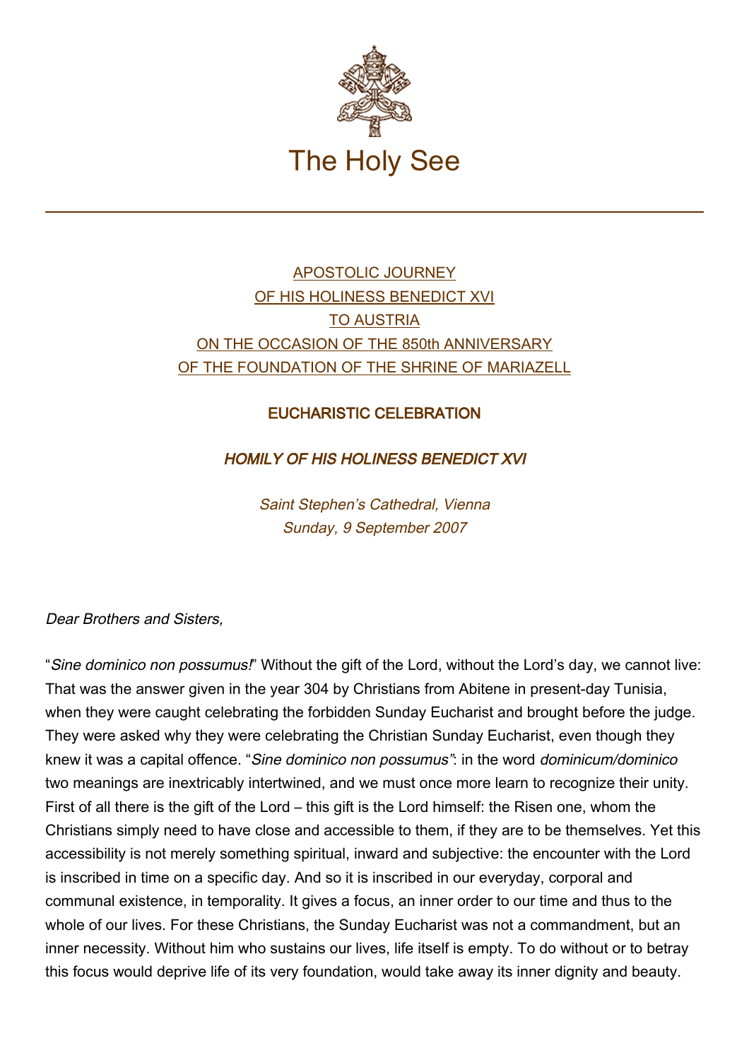# The Holy See

APOSTOLIC JOURNEY
OF HIS HOLINESS BENEDICT XVI
TO AUSTRIA
ON THE OCCASION OF THE 850th ANNIVERSARY
OF THE FOUNDATION OF THE SHRINE OF MARIAZELL

## EUCHARISTIC CELEBRATION

### *HOMILY OF HIS HOLINESS BENEDICT XVI*

*Saint Stephen's Cathedral, Vienna*
*Sunday, 9 September 2007*

*Dear Brothers and Sisters,*

"*Sine dominico non possumus!*" Without the gift of the Lord, without the Lord's day, we cannot live: That was the answer given in the year 304 by Christians from Abitene in present-day Tunisia, when they were caught celebrating the forbidden Sunday Eucharist and brought before the judge. They were asked why they were celebrating the Christian Sunday Eucharist, even though they knew it was a capital offence. "*Sine dominico non possumus*": in the word *dominicum/dominico* two meanings are inextricably intertwined, and we must once more learn to recognize their unity. First of all there is the gift of the Lord – this gift is the Lord himself: the Risen one, whom the Christians simply need to have close and accessible to them, if they are to be themselves. Yet this accessibility is not merely something spiritual, inward and subjective: the encounter with the Lord is inscribed in time on a specific day. And so it is inscribed in our everyday, corporal and communal existence, in temporality. It gives a focus, an inner order to our time and thus to the whole of our lives. For these Christians, the Sunday Eucharist was not a commandment, but an inner necessity. Without him who sustains our lives, life itself is empty. To do without or to betray this focus would deprive life of its very foundation, would take away its inner dignity and beauty.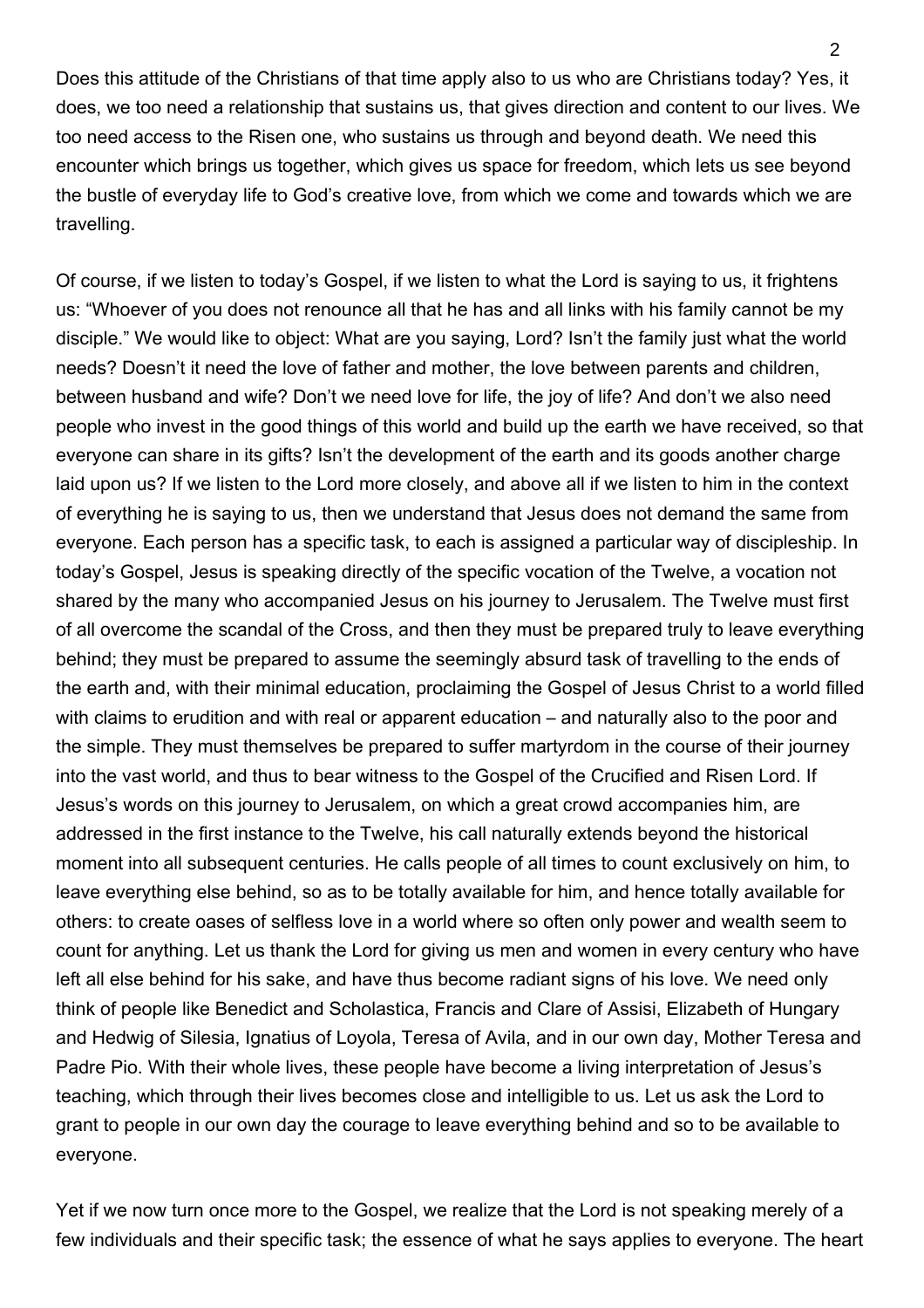Does this attitude of the Christians of that time apply also to us who are Christians today? Yes, it does, we too need a relationship that sustains us, that gives direction and content to our lives. We too need access to the Risen one, who sustains us through and beyond death. We need this encounter which brings us together, which gives us space for freedom, which lets us see beyond the bustle of everyday life to God's creative love, from which we come and towards which we are travelling.

Of course, if we listen to today's Gospel, if we listen to what the Lord is saying to us, it frightens us: "Whoever of you does not renounce all that he has and all links with his family cannot be my disciple." We would like to object: What are you saying, Lord? Isn't the family just what the world needs? Doesn't it need the love of father and mother, the love between parents and children, between husband and wife? Don't we need love for life, the joy of life? And don't we also need people who invest in the good things of this world and build up the earth we have received, so that everyone can share in its gifts? Isn't the development of the earth and its goods another charge laid upon us? If we listen to the Lord more closely, and above all if we listen to him in the context of everything he is saying to us, then we understand that Jesus does not demand the same from everyone. Each person has a specific task, to each is assigned a particular way of discipleship. In today's Gospel, Jesus is speaking directly of the specific vocation of the Twelve, a vocation not shared by the many who accompanied Jesus on his journey to Jerusalem. The Twelve must first of all overcome the scandal of the Cross, and then they must be prepared truly to leave everything behind; they must be prepared to assume the seemingly absurd task of travelling to the ends of the earth and, with their minimal education, proclaiming the Gospel of Jesus Christ to a world filled with claims to erudition and with real or apparent education – and naturally also to the poor and the simple. They must themselves be prepared to suffer martyrdom in the course of their journey into the vast world, and thus to bear witness to the Gospel of the Crucified and Risen Lord. If Jesus's words on this journey to Jerusalem, on which a great crowd accompanies him, are addressed in the first instance to the Twelve, his call naturally extends beyond the historical moment into all subsequent centuries. He calls people of all times to count exclusively on him, to leave everything else behind, so as to be totally available for him, and hence totally available for others: to create oases of selfless love in a world where so often only power and wealth seem to count for anything. Let us thank the Lord for giving us men and women in every century who have left all else behind for his sake, and have thus become radiant signs of his love. We need only think of people like Benedict and Scholastica, Francis and Clare of Assisi, Elizabeth of Hungary and Hedwig of Silesia, Ignatius of Loyola, Teresa of Avila, and in our own day, Mother Teresa and Padre Pio. With their whole lives, these people have become a living interpretation of Jesus's teaching, which through their lives becomes close and intelligible to us. Let us ask the Lord to grant to people in our own day the courage to leave everything behind and so to be available to everyone.

Yet if we now turn once more to the Gospel, we realize that the Lord is not speaking merely of a few individuals and their specific task; the essence of what he says applies to everyone. The heart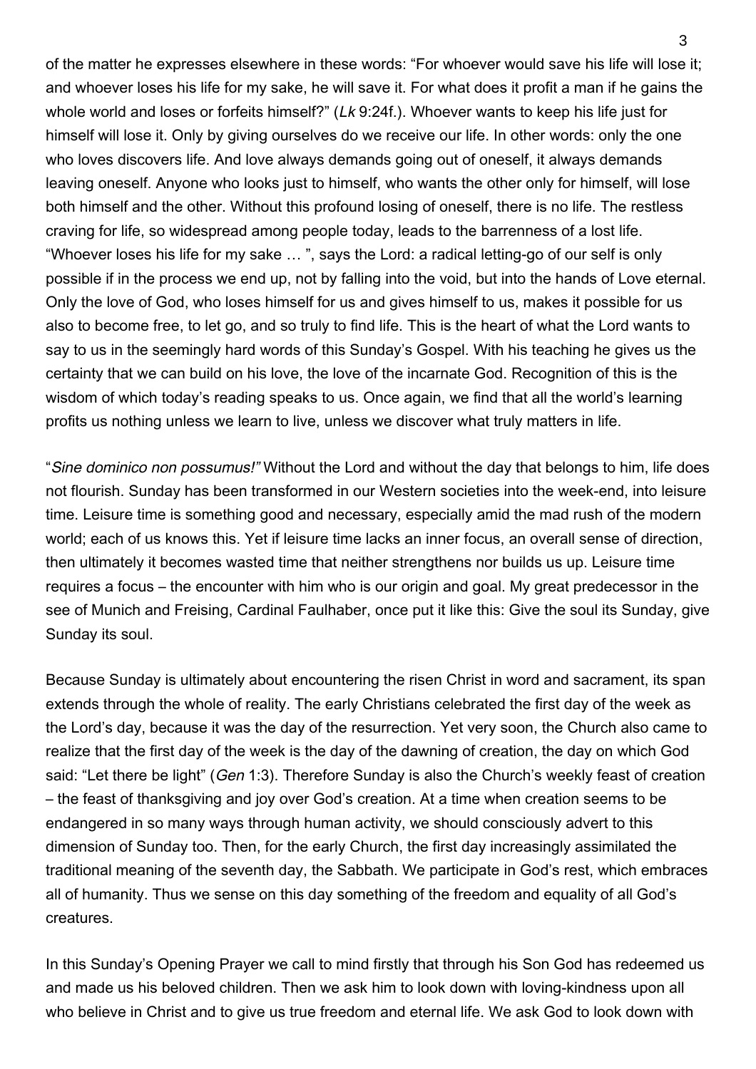of the matter he expresses elsewhere in these words: “For whoever would save his life will lose it; and whoever loses his life for my sake, he will save it. For what does it profit a man if he gains the whole world and loses or forfeits himself?” (*Lk* 9:24f.). Whoever wants to keep his life just for himself will lose it. Only by giving ourselves do we receive our life. In other words: only the one who loves discovers life. And love always demands going out of oneself, it always demands leaving oneself. Anyone who looks just to himself, who wants the other only for himself, will lose both himself and the other. Without this profound losing of oneself, there is no life. The restless craving for life, so widespread among people today, leads to the barrenness of a lost life. “Whoever loses his life for my sake … ”, says the Lord: a radical letting-go of our self is only possible if in the process we end up, not by falling into the void, but into the hands of Love eternal. Only the love of God, who loses himself for us and gives himself to us, makes it possible for us also to become free, to let go, and so truly to find life. This is the heart of what the Lord wants to say to us in the seemingly hard words of this Sunday’s Gospel. With his teaching he gives us the certainty that we can build on his love, the love of the incarnate God. Recognition of this is the wisdom of which today’s reading speaks to us. Once again, we find that all the world’s learning profits us nothing unless we learn to live, unless we discover what truly matters in life.

“*Sine dominico non possumus!”* Without the Lord and without the day that belongs to him, life does not flourish. Sunday has been transformed in our Western societies into the week-end, into leisure time. Leisure time is something good and necessary, especially amid the mad rush of the modern world; each of us knows this. Yet if leisure time lacks an inner focus, an overall sense of direction, then ultimately it becomes wasted time that neither strengthens nor builds us up. Leisure time requires a focus – the encounter with him who is our origin and goal. My great predecessor in the see of Munich and Freising, Cardinal Faulhaber, once put it like this: Give the soul its Sunday, give Sunday its soul.

Because Sunday is ultimately about encountering the risen Christ in word and sacrament, its span extends through the whole of reality. The early Christians celebrated the first day of the week as the Lord’s day, because it was the day of the resurrection. Yet very soon, the Church also came to realize that the first day of the week is the day of the dawning of creation, the day on which God said: “Let there be light” (*Gen* 1:3). Therefore Sunday is also the Church’s weekly feast of creation – the feast of thanksgiving and joy over God’s creation. At a time when creation seems to be endangered in so many ways through human activity, we should consciously advert to this dimension of Sunday too. Then, for the early Church, the first day increasingly assimilated the traditional meaning of the seventh day, the Sabbath. We participate in God’s rest, which embraces all of humanity. Thus we sense on this day something of the freedom and equality of all God’s creatures.

In this Sunday’s Opening Prayer we call to mind firstly that through his Son God has redeemed us and made us his beloved children. Then we ask him to look down with loving-kindness upon all who believe in Christ and to give us true freedom and eternal life. We ask God to look down with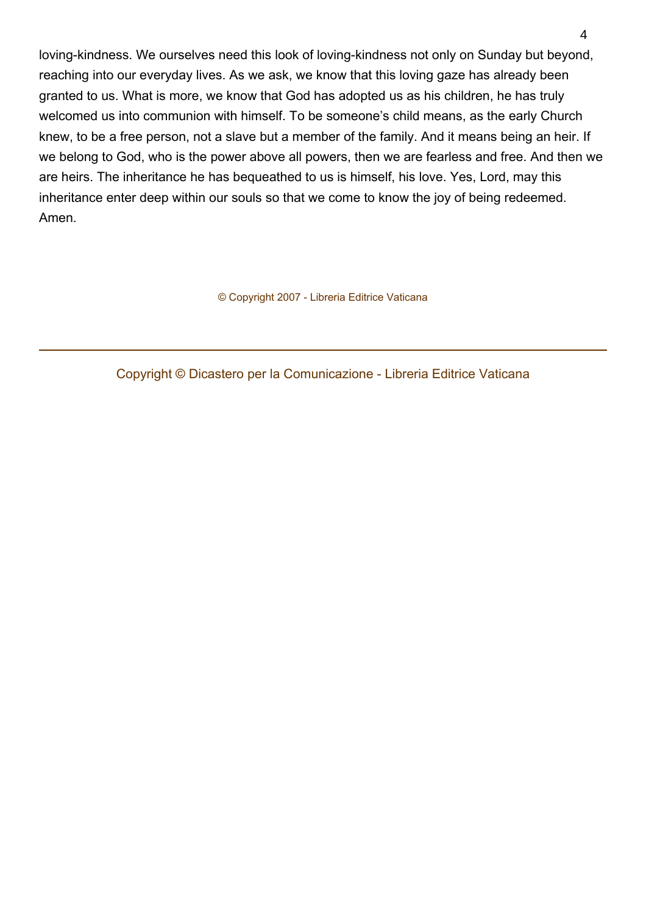loving-kindness. We ourselves need this look of loving-kindness not only on Sunday but beyond, reaching into our everyday lives. As we ask, we know that this loving gaze has already been granted to us. What is more, we know that God has adopted us as his children, he has truly welcomed us into communion with himself. To be someone's child means, as the early Church knew, to be a free person, not a slave but a member of the family. And it means being an heir. If we belong to God, who is the power above all powers, then we are fearless and free. And then we are heirs. The inheritance he has bequeathed to us is himself, his love. Yes, Lord, may this inheritance enter deep within our souls so that we come to know the joy of being redeemed. Amen.

© Copyright 2007 - Libreria Editrice Vaticana

---

Copyright © Dicastero per la Comunicazione - Libreria Editrice Vaticana